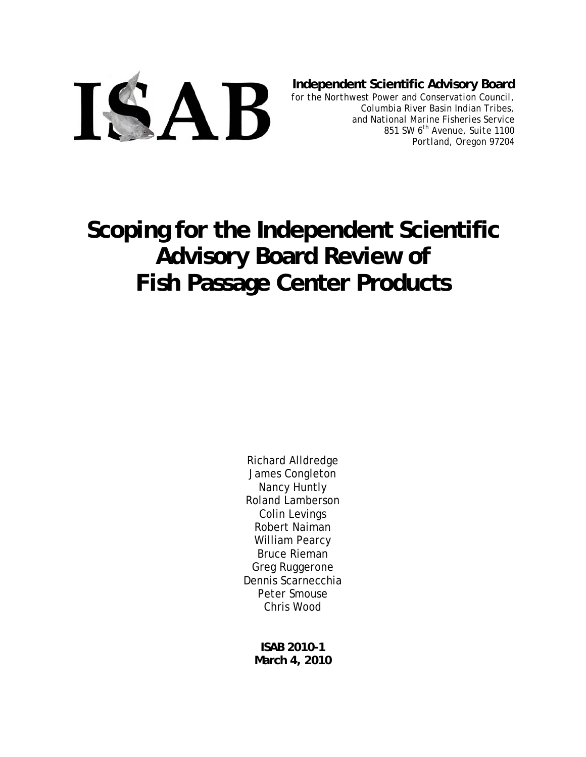ISAB

**Independent Scientific Advisory Board**
for the Northwest Power and Conservation Council,
Columbia River Basin Indian Tribes,
and National Marine Fisheries Service
851 SW 6th Avenue, Suite 1100
Portland, Oregon 97204

# Scoping for the Independent Scientific Advisory Board Review of Fish Passage Center Products

Richard Alldredge
James Congleton
Nancy Huntly
Roland Lamberson
Colin Levings
Robert Naiman
William Pearcy
Bruce Rieman
Greg Ruggerone
Dennis Scarnecchia
Peter Smouse
Chris Wood

**ISAB 2010-1**
**March 4, 2010**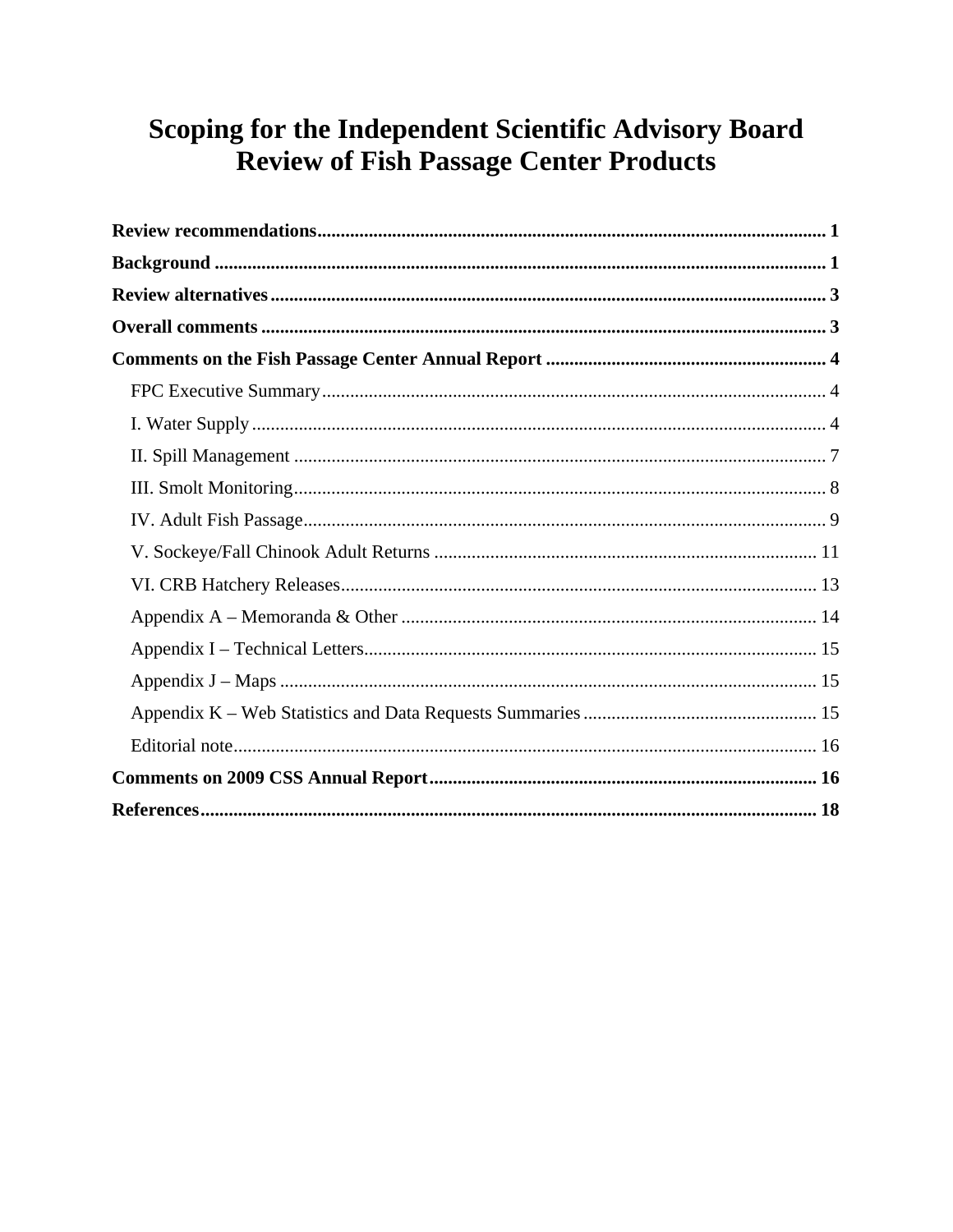# Scoping for the Independent Scientific Advisory Board Review of Fish Passage Center Products

**Review recommendations** .......... **1**

**Background** .......... **1**

**Review alternatives** .......... **3**

**Overall comments** .......... **3**

**Comments on the Fish Passage Center Annual Report** .......... **4**

- FPC Executive Summary .......... 4
- I. Water Supply .......... 4
- II. Spill Management .......... 7
- III. Smolt Monitoring .......... 8
- IV. Adult Fish Passage .......... 9
- V. Sockeye/Fall Chinook Adult Returns .......... 11
- VI. CRB Hatchery Releases .......... 13
- Appendix A – Memoranda & Other .......... 14
- Appendix I – Technical Letters .......... 15
- Appendix J – Maps .......... 15
- Appendix K – Web Statistics and Data Requests Summaries .......... 15
- Editorial note .......... 16

**Comments on 2009 CSS Annual Report** .......... **16**

**References** .......... **18**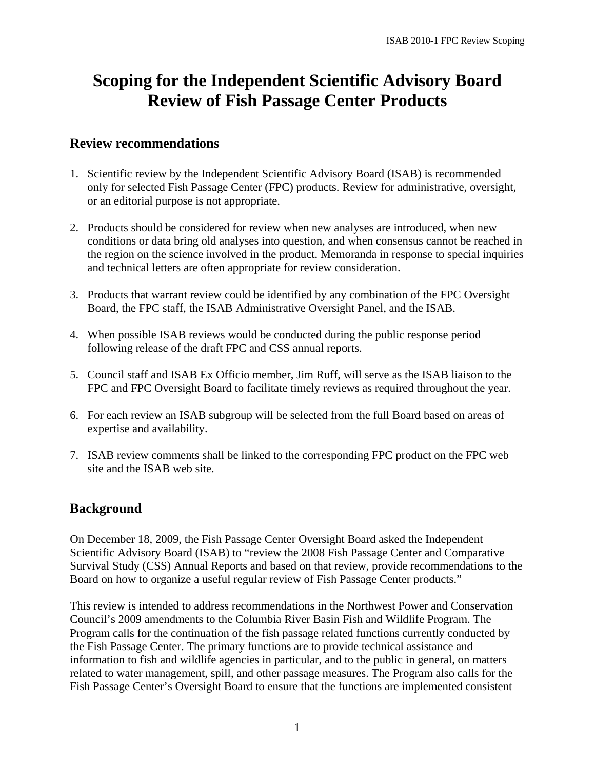# Scoping for the Independent Scientific Advisory Board Review of Fish Passage Center Products

## Review recommendations

1. Scientific review by the Independent Scientific Advisory Board (ISAB) is recommended only for selected Fish Passage Center (FPC) products. Review for administrative, oversight, or an editorial purpose is not appropriate.

2. Products should be considered for review when new analyses are introduced, when new conditions or data bring old analyses into question, and when consensus cannot be reached in the region on the science involved in the product. Memoranda in response to special inquiries and technical letters are often appropriate for review consideration.

3. Products that warrant review could be identified by any combination of the FPC Oversight Board, the FPC staff, the ISAB Administrative Oversight Panel, and the ISAB.

4. When possible ISAB reviews would be conducted during the public response period following release of the draft FPC and CSS annual reports.

5. Council staff and ISAB Ex Officio member, Jim Ruff, will serve as the ISAB liaison to the FPC and FPC Oversight Board to facilitate timely reviews as required throughout the year.

6. For each review an ISAB subgroup will be selected from the full Board based on areas of expertise and availability.

7. ISAB review comments shall be linked to the corresponding FPC product on the FPC web site and the ISAB web site.

## Background

On December 18, 2009, the Fish Passage Center Oversight Board asked the Independent Scientific Advisory Board (ISAB) to "review the 2008 Fish Passage Center and Comparative Survival Study (CSS) Annual Reports and based on that review, provide recommendations to the Board on how to organize a useful regular review of Fish Passage Center products."

This review is intended to address recommendations in the Northwest Power and Conservation Council's 2009 amendments to the Columbia River Basin Fish and Wildlife Program. The Program calls for the continuation of the fish passage related functions currently conducted by the Fish Passage Center. The primary functions are to provide technical assistance and information to fish and wildlife agencies in particular, and to the public in general, on matters related to water management, spill, and other passage measures. The Program also calls for the Fish Passage Center's Oversight Board to ensure that the functions are implemented consistent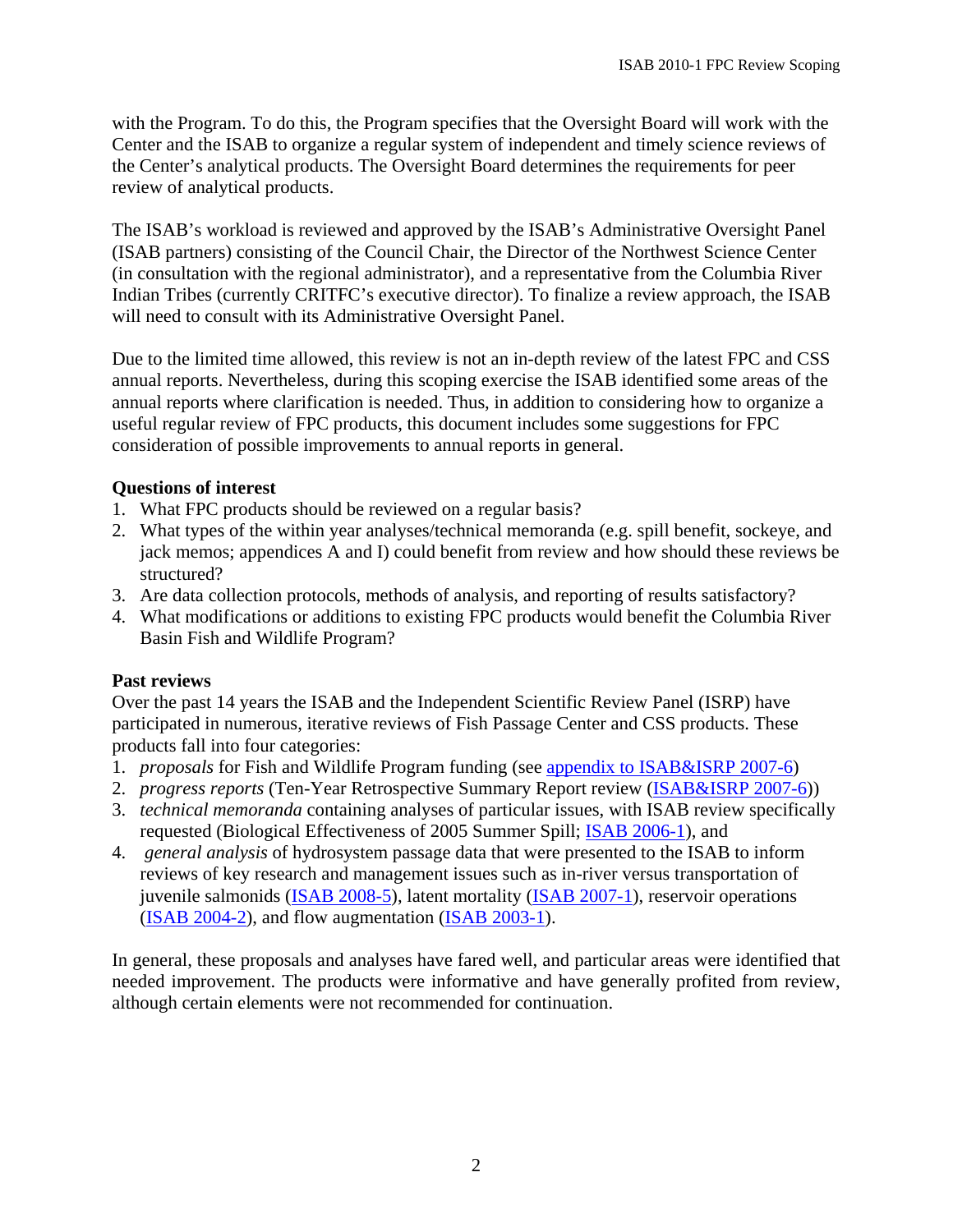with the Program. To do this, the Program specifies that the Oversight Board will work with the Center and the ISAB to organize a regular system of independent and timely science reviews of the Center's analytical products. The Oversight Board determines the requirements for peer review of analytical products.

The ISAB's workload is reviewed and approved by the ISAB's Administrative Oversight Panel (ISAB partners) consisting of the Council Chair, the Director of the Northwest Science Center (in consultation with the regional administrator), and a representative from the Columbia River Indian Tribes (currently CRITFC's executive director). To finalize a review approach, the ISAB will need to consult with its Administrative Oversight Panel.

Due to the limited time allowed, this review is not an in-depth review of the latest FPC and CSS annual reports. Nevertheless, during this scoping exercise the ISAB identified some areas of the annual reports where clarification is needed. Thus, in addition to considering how to organize a useful regular review of FPC products, this document includes some suggestions for FPC consideration of possible improvements to annual reports in general.

**Questions of interest**

1. What FPC products should be reviewed on a regular basis?
2. What types of the within year analyses/technical memoranda (e.g. spill benefit, sockeye, and jack memos; appendices A and I) could benefit from review and how should these reviews be structured?
3. Are data collection protocols, methods of analysis, and reporting of results satisfactory?
4. What modifications or additions to existing FPC products would benefit the Columbia River Basin Fish and Wildlife Program?

**Past reviews**

Over the past 14 years the ISAB and the Independent Scientific Review Panel (ISRP) have participated in numerous, iterative reviews of Fish Passage Center and CSS products. These products fall into four categories:

1. *proposals* for Fish and Wildlife Program funding (see appendix to ISAB&ISRP 2007-6)
2. *progress reports* (Ten-Year Retrospective Summary Report review (ISAB&ISRP 2007-6))
3. *technical memoranda* containing analyses of particular issues, with ISAB review specifically requested (Biological Effectiveness of 2005 Summer Spill; ISAB 2006-1), and
4. *general analysis* of hydrosystem passage data that were presented to the ISAB to inform reviews of key research and management issues such as in-river versus transportation of juvenile salmonids (ISAB 2008-5), latent mortality (ISAB 2007-1), reservoir operations (ISAB 2004-2), and flow augmentation (ISAB 2003-1).

In general, these proposals and analyses have fared well, and particular areas were identified that needed improvement. The products were informative and have generally profited from review, although certain elements were not recommended for continuation.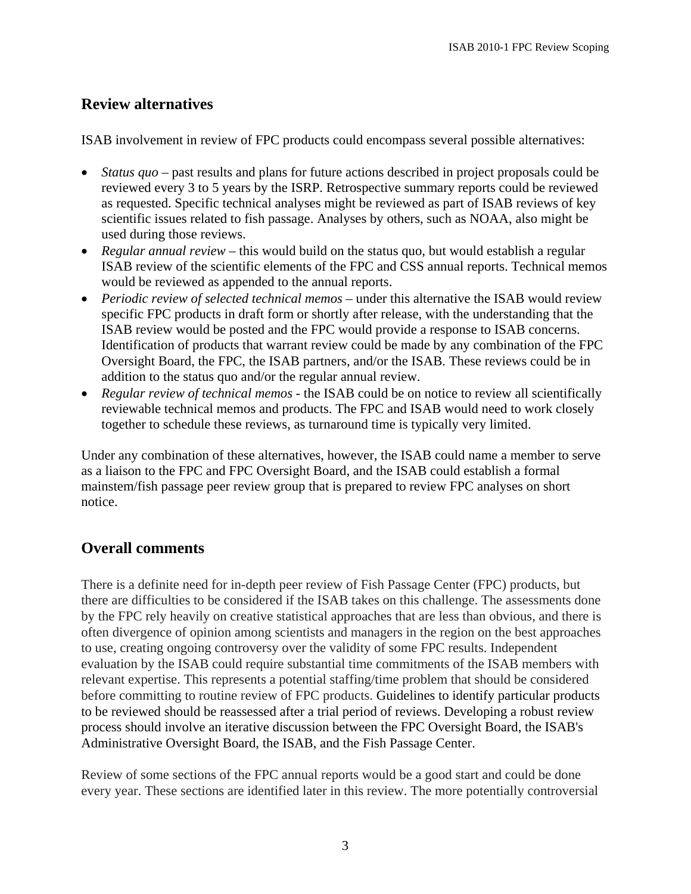## Review alternatives

ISAB involvement in review of FPC products could encompass several possible alternatives:

- *Status quo* – past results and plans for future actions described in project proposals could be reviewed every 3 to 5 years by the ISRP. Retrospective summary reports could be reviewed as requested. Specific technical analyses might be reviewed as part of ISAB reviews of key scientific issues related to fish passage. Analyses by others, such as NOAA, also might be used during those reviews.
- *Regular annual review* – this would build on the status quo, but would establish a regular ISAB review of the scientific elements of the FPC and CSS annual reports. Technical memos would be reviewed as appended to the annual reports.
- *Periodic review of selected technical memos* – under this alternative the ISAB would review specific FPC products in draft form or shortly after release, with the understanding that the ISAB review would be posted and the FPC would provide a response to ISAB concerns. Identification of products that warrant review could be made by any combination of the FPC Oversight Board, the FPC, the ISAB partners, and/or the ISAB. These reviews could be in addition to the status quo and/or the regular annual review.
- *Regular review of technical memos* - the ISAB could be on notice to review all scientifically reviewable technical memos and products. The FPC and ISAB would need to work closely together to schedule these reviews, as turnaround time is typically very limited.

Under any combination of these alternatives, however, the ISAB could name a member to serve as a liaison to the FPC and FPC Oversight Board, and the ISAB could establish a formal mainstem/fish passage peer review group that is prepared to review FPC analyses on short notice.

## Overall comments

There is a definite need for in-depth peer review of Fish Passage Center (FPC) products, but there are difficulties to be considered if the ISAB takes on this challenge. The assessments done by the FPC rely heavily on creative statistical approaches that are less than obvious, and there is often divergence of opinion among scientists and managers in the region on the best approaches to use, creating ongoing controversy over the validity of some FPC results. Independent evaluation by the ISAB could require substantial time commitments of the ISAB members with relevant expertise. This represents a potential staffing/time problem that should be considered before committing to routine review of FPC products. Guidelines to identify particular products to be reviewed should be reassessed after a trial period of reviews. Developing a robust review process should involve an iterative discussion between the FPC Oversight Board, the ISAB's Administrative Oversight Board, the ISAB, and the Fish Passage Center.

Review of some sections of the FPC annual reports would be a good start and could be done every year. These sections are identified later in this review. The more potentially controversial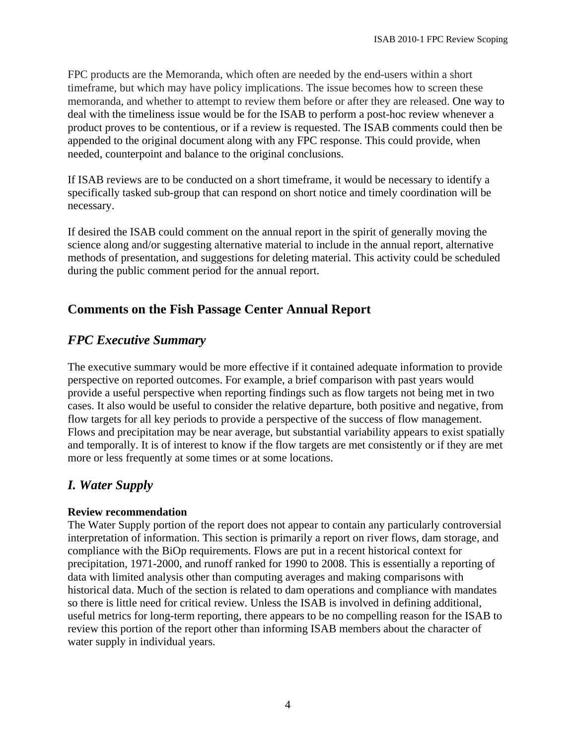FPC products are the Memoranda, which often are needed by the end-users within a short timeframe, but which may have policy implications. The issue becomes how to screen these memoranda, and whether to attempt to review them before or after they are released. One way to deal with the timeliness issue would be for the ISAB to perform a post-hoc review whenever a product proves to be contentious, or if a review is requested. The ISAB comments could then be appended to the original document along with any FPC response. This could provide, when needed, counterpoint and balance to the original conclusions.

If ISAB reviews are to be conducted on a short timeframe, it would be necessary to identify a specifically tasked sub-group that can respond on short notice and timely coordination will be necessary.

If desired the ISAB could comment on the annual report in the spirit of generally moving the science along and/or suggesting alternative material to include in the annual report, alternative methods of presentation, and suggestions for deleting material. This activity could be scheduled during the public comment period for the annual report.

## Comments on the Fish Passage Center Annual Report

### *FPC Executive Summary*

The executive summary would be more effective if it contained adequate information to provide perspective on reported outcomes. For example, a brief comparison with past years would provide a useful perspective when reporting findings such as flow targets not being met in two cases. It also would be useful to consider the relative departure, both positive and negative, from flow targets for all key periods to provide a perspective of the success of flow management. Flows and precipitation may be near average, but substantial variability appears to exist spatially and temporally. It is of interest to know if the flow targets are met consistently or if they are met more or less frequently at some times or at some locations.

### *I. Water Supply*

**Review recommendation**
The Water Supply portion of the report does not appear to contain any particularly controversial interpretation of information. This section is primarily a report on river flows, dam storage, and compliance with the BiOp requirements. Flows are put in a recent historical context for precipitation, 1971-2000, and runoff ranked for 1990 to 2008. This is essentially a reporting of data with limited analysis other than computing averages and making comparisons with historical data. Much of the section is related to dam operations and compliance with mandates so there is little need for critical review. Unless the ISAB is involved in defining additional, useful metrics for long-term reporting, there appears to be no compelling reason for the ISAB to review this portion of the report other than informing ISAB members about the character of water supply in individual years.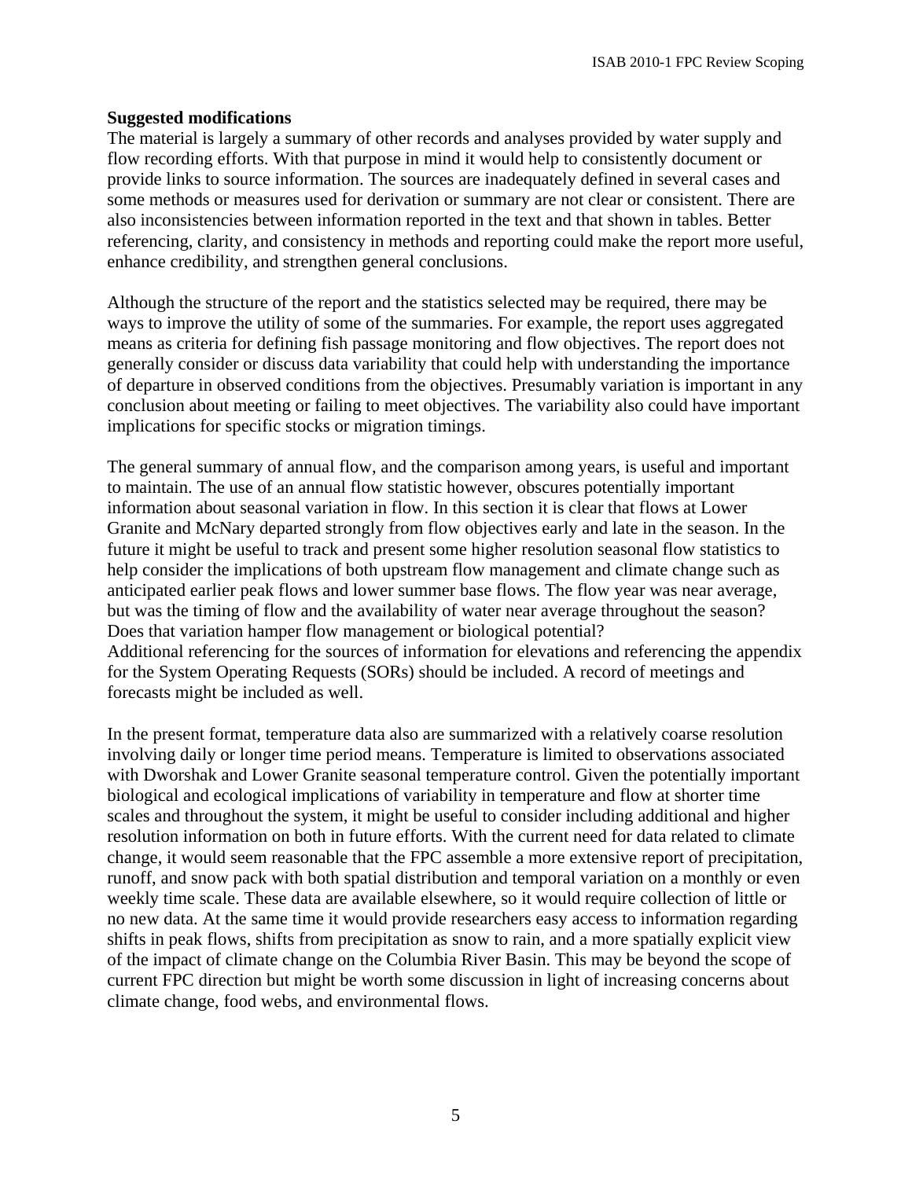**Suggested modifications**

The material is largely a summary of other records and analyses provided by water supply and flow recording efforts. With that purpose in mind it would help to consistently document or provide links to source information. The sources are inadequately defined in several cases and some methods or measures used for derivation or summary are not clear or consistent. There are also inconsistencies between information reported in the text and that shown in tables. Better referencing, clarity, and consistency in methods and reporting could make the report more useful, enhance credibility, and strengthen general conclusions.

Although the structure of the report and the statistics selected may be required, there may be ways to improve the utility of some of the summaries. For example, the report uses aggregated means as criteria for defining fish passage monitoring and flow objectives. The report does not generally consider or discuss data variability that could help with understanding the importance of departure in observed conditions from the objectives. Presumably variation is important in any conclusion about meeting or failing to meet objectives. The variability also could have important implications for specific stocks or migration timings.

The general summary of annual flow, and the comparison among years, is useful and important to maintain. The use of an annual flow statistic however, obscures potentially important information about seasonal variation in flow. In this section it is clear that flows at Lower Granite and McNary departed strongly from flow objectives early and late in the season. In the future it might be useful to track and present some higher resolution seasonal flow statistics to help consider the implications of both upstream flow management and climate change such as anticipated earlier peak flows and lower summer base flows. The flow year was near average, but was the timing of flow and the availability of water near average throughout the season? Does that variation hamper flow management or biological potential?
Additional referencing for the sources of information for elevations and referencing the appendix for the System Operating Requests (SORs) should be included. A record of meetings and forecasts might be included as well.

In the present format, temperature data also are summarized with a relatively coarse resolution involving daily or longer time period means. Temperature is limited to observations associated with Dworshak and Lower Granite seasonal temperature control. Given the potentially important biological and ecological implications of variability in temperature and flow at shorter time scales and throughout the system, it might be useful to consider including additional and higher resolution information on both in future efforts. With the current need for data related to climate change, it would seem reasonable that the FPC assemble a more extensive report of precipitation, runoff, and snow pack with both spatial distribution and temporal variation on a monthly or even weekly time scale. These data are available elsewhere, so it would require collection of little or no new data. At the same time it would provide researchers easy access to information regarding shifts in peak flows, shifts from precipitation as snow to rain, and a more spatially explicit view of the impact of climate change on the Columbia River Basin. This may be beyond the scope of current FPC direction but might be worth some discussion in light of increasing concerns about climate change, food webs, and environmental flows.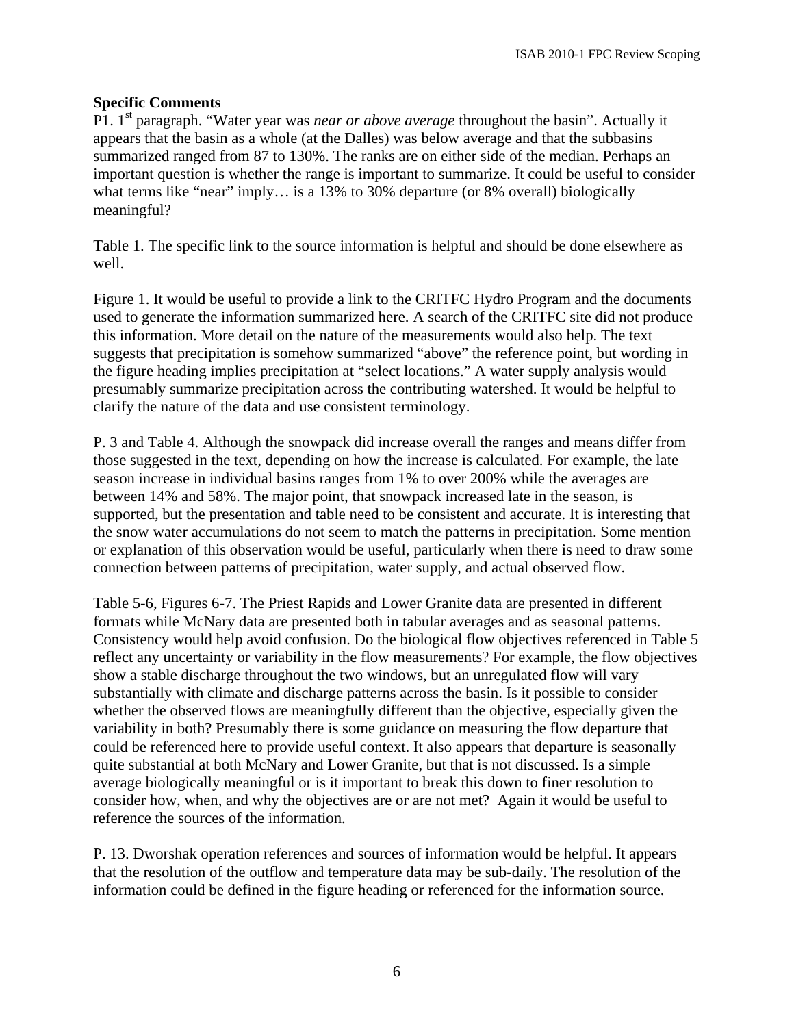**Specific Comments**

P1. 1st paragraph. "Water year was *near or above average* throughout the basin". Actually it appears that the basin as a whole (at the Dalles) was below average and that the subbasins summarized ranged from 87 to 130%. The ranks are on either side of the median. Perhaps an important question is whether the range is important to summarize. It could be useful to consider what terms like "near" imply… is a 13% to 30% departure (or 8% overall) biologically meaningful?

Table 1. The specific link to the source information is helpful and should be done elsewhere as well.

Figure 1. It would be useful to provide a link to the CRITFC Hydro Program and the documents used to generate the information summarized here. A search of the CRITFC site did not produce this information. More detail on the nature of the measurements would also help. The text suggests that precipitation is somehow summarized "above" the reference point, but wording in the figure heading implies precipitation at "select locations." A water supply analysis would presumably summarize precipitation across the contributing watershed. It would be helpful to clarify the nature of the data and use consistent terminology.

P. 3 and Table 4. Although the snowpack did increase overall the ranges and means differ from those suggested in the text, depending on how the increase is calculated. For example, the late season increase in individual basins ranges from 1% to over 200% while the averages are between 14% and 58%. The major point, that snowpack increased late in the season, is supported, but the presentation and table need to be consistent and accurate. It is interesting that the snow water accumulations do not seem to match the patterns in precipitation. Some mention or explanation of this observation would be useful, particularly when there is need to draw some connection between patterns of precipitation, water supply, and actual observed flow.

Table 5-6, Figures 6-7. The Priest Rapids and Lower Granite data are presented in different formats while McNary data are presented both in tabular averages and as seasonal patterns. Consistency would help avoid confusion. Do the biological flow objectives referenced in Table 5 reflect any uncertainty or variability in the flow measurements? For example, the flow objectives show a stable discharge throughout the two windows, but an unregulated flow will vary substantially with climate and discharge patterns across the basin. Is it possible to consider whether the observed flows are meaningfully different than the objective, especially given the variability in both? Presumably there is some guidance on measuring the flow departure that could be referenced here to provide useful context. It also appears that departure is seasonally quite substantial at both McNary and Lower Granite, but that is not discussed. Is a simple average biologically meaningful or is it important to break this down to finer resolution to consider how, when, and why the objectives are or are not met? Again it would be useful to reference the sources of the information.

P. 13. Dworshak operation references and sources of information would be helpful. It appears that the resolution of the outflow and temperature data may be sub-daily. The resolution of the information could be defined in the figure heading or referenced for the information source.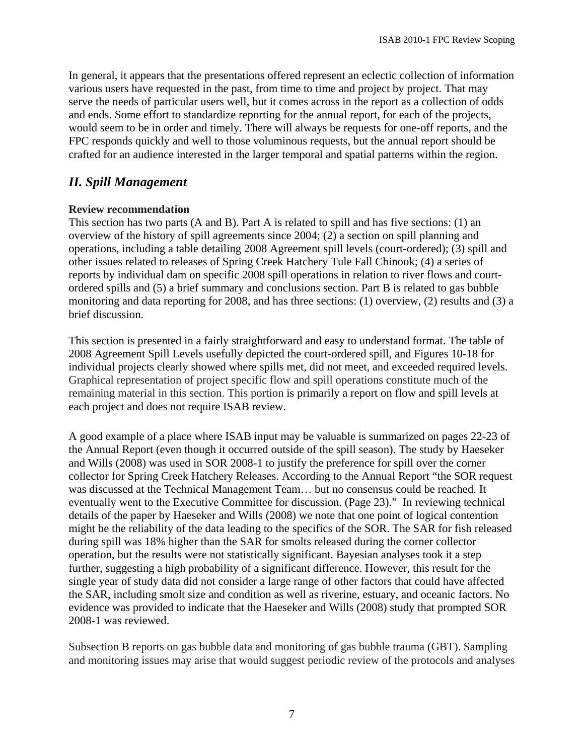In general, it appears that the presentations offered represent an eclectic collection of information various users have requested in the past, from time to time and project by project. That may serve the needs of particular users well, but it comes across in the report as a collection of odds and ends. Some effort to standardize reporting for the annual report, for each of the projects, would seem to be in order and timely. There will always be requests for one-off reports, and the FPC responds quickly and well to those voluminous requests, but the annual report should be crafted for an audience interested in the larger temporal and spatial patterns within the region.

## *II. Spill Management*

**Review recommendation**

This section has two parts (A and B). Part A is related to spill and has five sections: (1) an overview of the history of spill agreements since 2004; (2) a section on spill planning and operations, including a table detailing 2008 Agreement spill levels (court-ordered); (3) spill and other issues related to releases of Spring Creek Hatchery Tule Fall Chinook; (4) a series of reports by individual dam on specific 2008 spill operations in relation to river flows and court-ordered spills and (5) a brief summary and conclusions section. Part B is related to gas bubble monitoring and data reporting for 2008, and has three sections: (1) overview, (2) results and (3) a brief discussion.

This section is presented in a fairly straightforward and easy to understand format. The table of 2008 Agreement Spill Levels usefully depicted the court-ordered spill, and Figures 10-18 for individual projects clearly showed where spills met, did not meet, and exceeded required levels. Graphical representation of project specific flow and spill operations constitute much of the remaining material in this section. This portion is primarily a report on flow and spill levels at each project and does not require ISAB review.

A good example of a place where ISAB input may be valuable is summarized on pages 22-23 of the Annual Report (even though it occurred outside of the spill season). The study by Haeseker and Wills (2008) was used in SOR 2008-1 to justify the preference for spill over the corner collector for Spring Creek Hatchery Releases. According to the Annual Report "the SOR request was discussed at the Technical Management Team… but no consensus could be reached. It eventually went to the Executive Committee for discussion. (Page 23)." In reviewing technical details of the paper by Haeseker and Wills (2008) we note that one point of logical contention might be the reliability of the data leading to the specifics of the SOR. The SAR for fish released during spill was 18% higher than the SAR for smolts released during the corner collector operation, but the results were not statistically significant. Bayesian analyses took it a step further, suggesting a high probability of a significant difference. However, this result for the single year of study data did not consider a large range of other factors that could have affected the SAR, including smolt size and condition as well as riverine, estuary, and oceanic factors. No evidence was provided to indicate that the Haeseker and Wills (2008) study that prompted SOR 2008-1 was reviewed.

Subsection B reports on gas bubble data and monitoring of gas bubble trauma (GBT). Sampling and monitoring issues may arise that would suggest periodic review of the protocols and analyses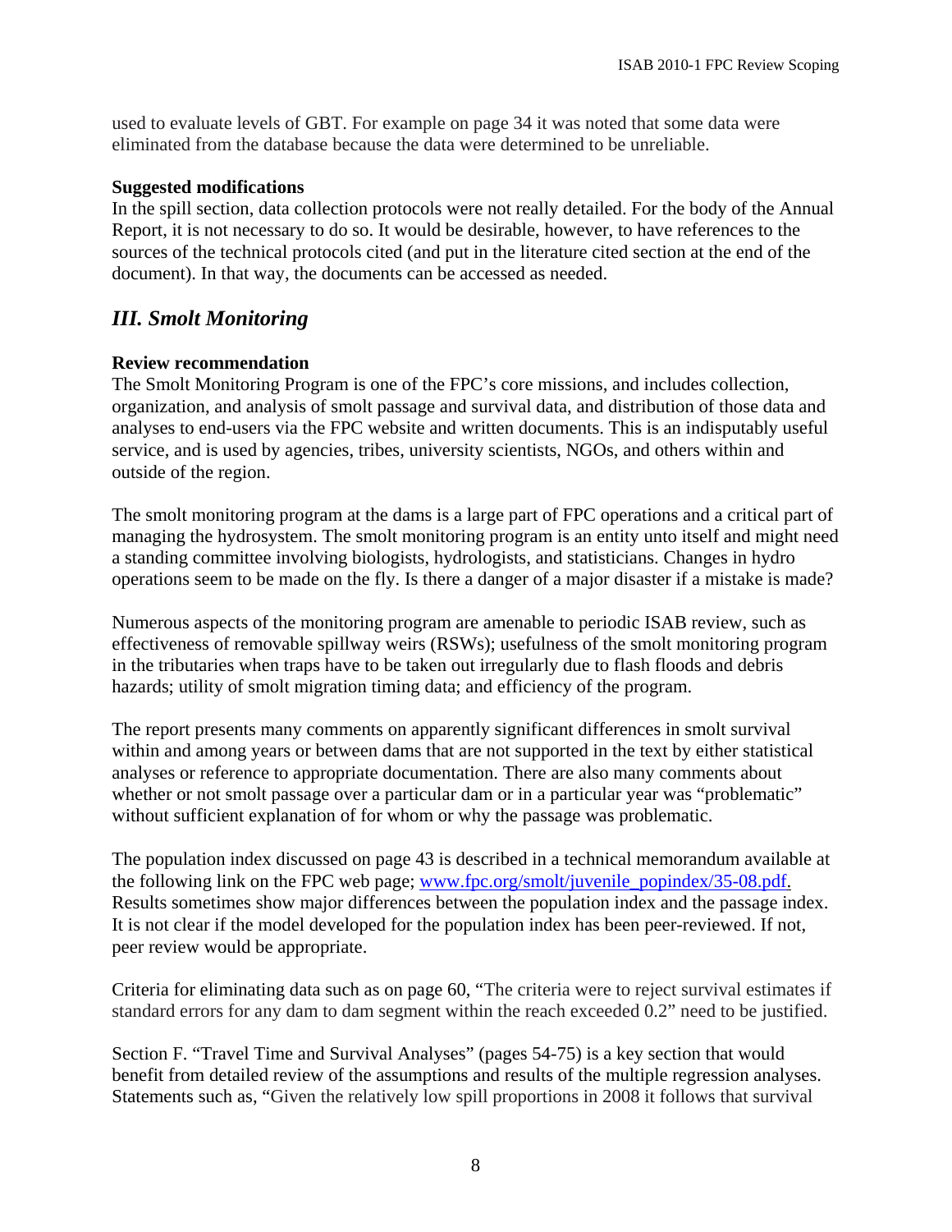used to evaluate levels of GBT. For example on page 34 it was noted that some data were eliminated from the database because the data were determined to be unreliable.

**Suggested modifications**
In the spill section, data collection protocols were not really detailed. For the body of the Annual Report, it is not necessary to do so. It would be desirable, however, to have references to the sources of the technical protocols cited (and put in the literature cited section at the end of the document). In that way, the documents can be accessed as needed.

## *III. Smolt Monitoring*

**Review recommendation**
The Smolt Monitoring Program is one of the FPC's core missions, and includes collection, organization, and analysis of smolt passage and survival data, and distribution of those data and analyses to end-users via the FPC website and written documents. This is an indisputably useful service, and is used by agencies, tribes, university scientists, NGOs, and others within and outside of the region.

The smolt monitoring program at the dams is a large part of FPC operations and a critical part of managing the hydrosystem. The smolt monitoring program is an entity unto itself and might need a standing committee involving biologists, hydrologists, and statisticians. Changes in hydro operations seem to be made on the fly. Is there a danger of a major disaster if a mistake is made?

Numerous aspects of the monitoring program are amenable to periodic ISAB review, such as effectiveness of removable spillway weirs (RSWs); usefulness of the smolt monitoring program in the tributaries when traps have to be taken out irregularly due to flash floods and debris hazards; utility of smolt migration timing data; and efficiency of the program.

The report presents many comments on apparently significant differences in smolt survival within and among years or between dams that are not supported in the text by either statistical analyses or reference to appropriate documentation. There are also many comments about whether or not smolt passage over a particular dam or in a particular year was "problematic" without sufficient explanation of for whom or why the passage was problematic.

The population index discussed on page 43 is described in a technical memorandum available at the following link on the FPC web page; [www.fpc.org/smolt/juvenile_popindex/35-08.pdf.](www.fpc.org/smolt/juvenile_popindex/35-08.pdf) Results sometimes show major differences between the population index and the passage index. It is not clear if the model developed for the population index has been peer-reviewed. If not, peer review would be appropriate.

Criteria for eliminating data such as on page 60, "The criteria were to reject survival estimates if standard errors for any dam to dam segment within the reach exceeded 0.2" need to be justified.

Section F. "Travel Time and Survival Analyses" (pages 54-75) is a key section that would benefit from detailed review of the assumptions and results of the multiple regression analyses. Statements such as, "Given the relatively low spill proportions in 2008 it follows that survival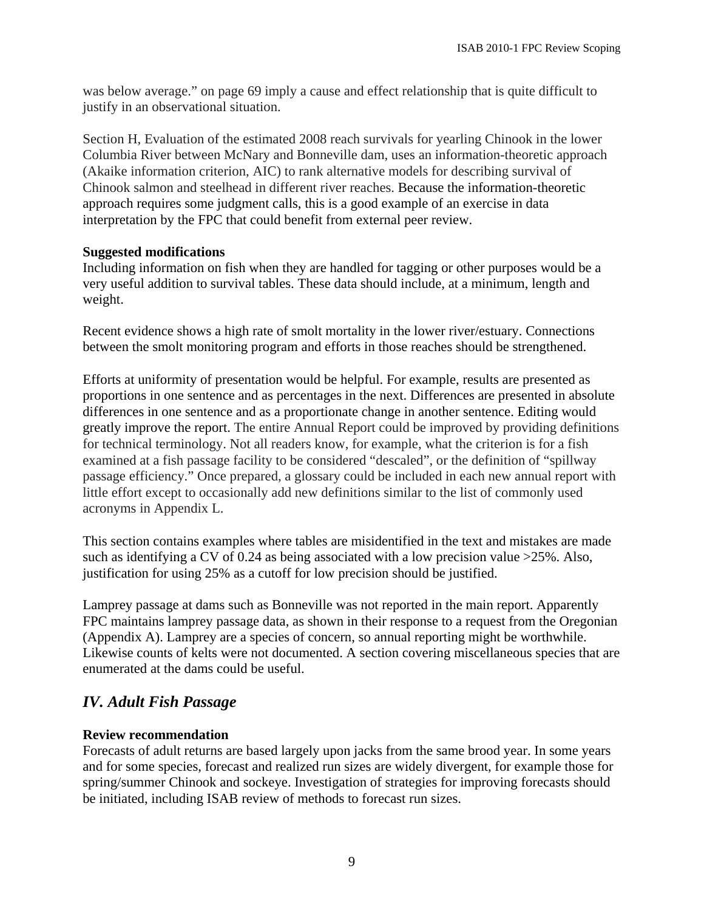was below average." on page 69 imply a cause and effect relationship that is quite difficult to justify in an observational situation.

Section H, Evaluation of the estimated 2008 reach survivals for yearling Chinook in the lower Columbia River between McNary and Bonneville dam, uses an information-theoretic approach (Akaike information criterion, AIC) to rank alternative models for describing survival of Chinook salmon and steelhead in different river reaches. Because the information-theoretic approach requires some judgment calls, this is a good example of an exercise in data interpretation by the FPC that could benefit from external peer review.

**Suggested modifications**

Including information on fish when they are handled for tagging or other purposes would be a very useful addition to survival tables. These data should include, at a minimum, length and weight.

Recent evidence shows a high rate of smolt mortality in the lower river/estuary. Connections between the smolt monitoring program and efforts in those reaches should be strengthened.

Efforts at uniformity of presentation would be helpful. For example, results are presented as proportions in one sentence and as percentages in the next. Differences are presented in absolute differences in one sentence and as a proportionate change in another sentence. Editing would greatly improve the report. The entire Annual Report could be improved by providing definitions for technical terminology. Not all readers know, for example, what the criterion is for a fish examined at a fish passage facility to be considered "descaled", or the definition of "spillway passage efficiency." Once prepared, a glossary could be included in each new annual report with little effort except to occasionally add new definitions similar to the list of commonly used acronyms in Appendix L.

This section contains examples where tables are misidentified in the text and mistakes are made such as identifying a CV of 0.24 as being associated with a low precision value >25%. Also, justification for using 25% as a cutoff for low precision should be justified.

Lamprey passage at dams such as Bonneville was not reported in the main report. Apparently FPC maintains lamprey passage data, as shown in their response to a request from the Oregonian (Appendix A). Lamprey are a species of concern, so annual reporting might be worthwhile. Likewise counts of kelts were not documented. A section covering miscellaneous species that are enumerated at the dams could be useful.

## *IV. Adult Fish Passage*

**Review recommendation**

Forecasts of adult returns are based largely upon jacks from the same brood year. In some years and for some species, forecast and realized run sizes are widely divergent, for example those for spring/summer Chinook and sockeye. Investigation of strategies for improving forecasts should be initiated, including ISAB review of methods to forecast run sizes.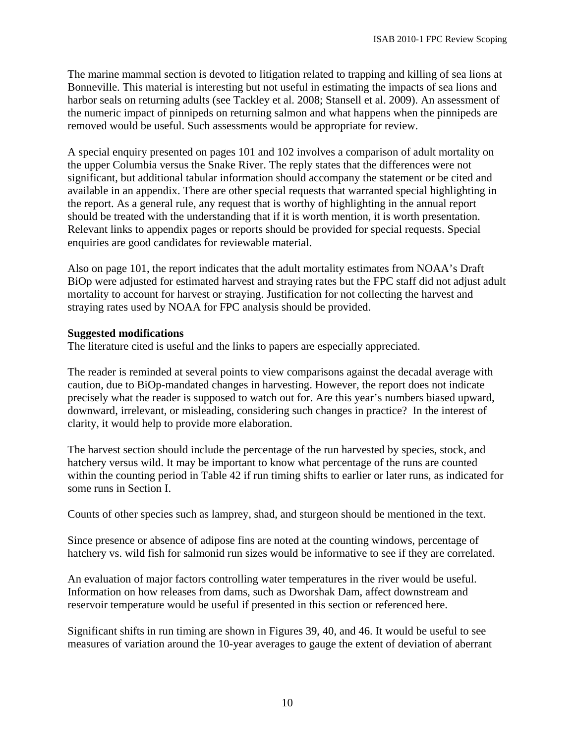The marine mammal section is devoted to litigation related to trapping and killing of sea lions at Bonneville. This material is interesting but not useful in estimating the impacts of sea lions and harbor seals on returning adults (see Tackley et al. 2008; Stansell et al. 2009). An assessment of the numeric impact of pinnipeds on returning salmon and what happens when the pinnipeds are removed would be useful. Such assessments would be appropriate for review.

A special enquiry presented on pages 101 and 102 involves a comparison of adult mortality on the upper Columbia versus the Snake River. The reply states that the differences were not significant, but additional tabular information should accompany the statement or be cited and available in an appendix. There are other special requests that warranted special highlighting in the report. As a general rule, any request that is worthy of highlighting in the annual report should be treated with the understanding that if it is worth mention, it is worth presentation. Relevant links to appendix pages or reports should be provided for special requests. Special enquiries are good candidates for reviewable material.

Also on page 101, the report indicates that the adult mortality estimates from NOAA's Draft BiOp were adjusted for estimated harvest and straying rates but the FPC staff did not adjust adult mortality to account for harvest or straying. Justification for not collecting the harvest and straying rates used by NOAA for FPC analysis should be provided.

**Suggested modifications**

The literature cited is useful and the links to papers are especially appreciated.

The reader is reminded at several points to view comparisons against the decadal average with caution, due to BiOp-mandated changes in harvesting. However, the report does not indicate precisely what the reader is supposed to watch out for. Are this year's numbers biased upward, downward, irrelevant, or misleading, considering such changes in practice? In the interest of clarity, it would help to provide more elaboration.

The harvest section should include the percentage of the run harvested by species, stock, and hatchery versus wild. It may be important to know what percentage of the runs are counted within the counting period in Table 42 if run timing shifts to earlier or later runs, as indicated for some runs in Section I.

Counts of other species such as lamprey, shad, and sturgeon should be mentioned in the text.

Since presence or absence of adipose fins are noted at the counting windows, percentage of hatchery vs. wild fish for salmonid run sizes would be informative to see if they are correlated.

An evaluation of major factors controlling water temperatures in the river would be useful. Information on how releases from dams, such as Dworshak Dam, affect downstream and reservoir temperature would be useful if presented in this section or referenced here.

Significant shifts in run timing are shown in Figures 39, 40, and 46. It would be useful to see measures of variation around the 10-year averages to gauge the extent of deviation of aberrant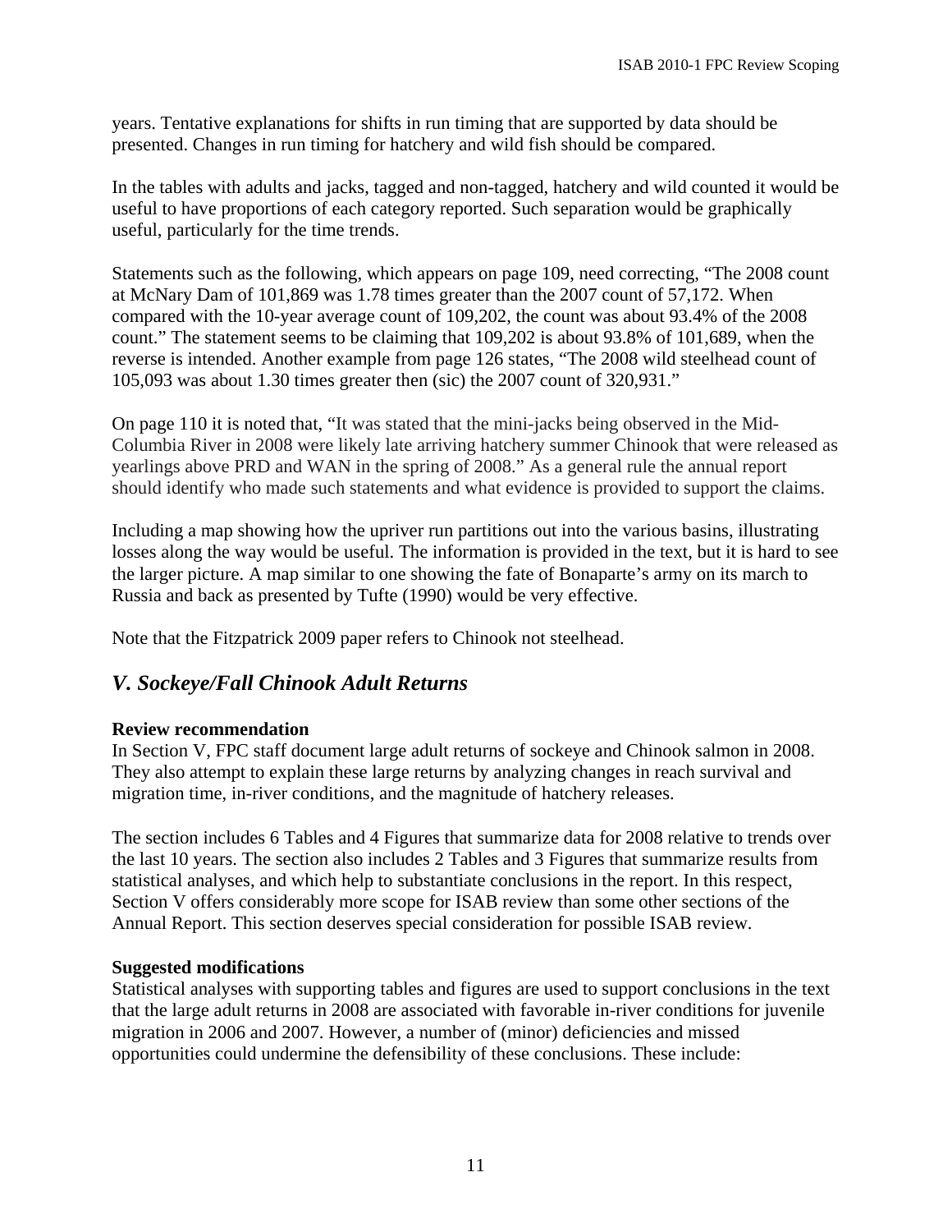years. Tentative explanations for shifts in run timing that are supported by data should be presented. Changes in run timing for hatchery and wild fish should be compared.

In the tables with adults and jacks, tagged and non-tagged, hatchery and wild counted it would be useful to have proportions of each category reported. Such separation would be graphically useful, particularly for the time trends.

Statements such as the following, which appears on page 109, need correcting, "The 2008 count at McNary Dam of 101,869 was 1.78 times greater than the 2007 count of 57,172. When compared with the 10-year average count of 109,202, the count was about 93.4% of the 2008 count." The statement seems to be claiming that 109,202 is about 93.8% of 101,689, when the reverse is intended. Another example from page 126 states, "The 2008 wild steelhead count of 105,093 was about 1.30 times greater then (sic) the 2007 count of 320,931."

On page 110 it is noted that, "It was stated that the mini-jacks being observed in the Mid-Columbia River in 2008 were likely late arriving hatchery summer Chinook that were released as yearlings above PRD and WAN in the spring of 2008." As a general rule the annual report should identify who made such statements and what evidence is provided to support the claims.

Including a map showing how the upriver run partitions out into the various basins, illustrating losses along the way would be useful. The information is provided in the text, but it is hard to see the larger picture. A map similar to one showing the fate of Bonaparte's army on its march to Russia and back as presented by Tufte (1990) would be very effective.

Note that the Fitzpatrick 2009 paper refers to Chinook not steelhead.

## *V. Sockeye/Fall Chinook Adult Returns*

**Review recommendation**

In Section V, FPC staff document large adult returns of sockeye and Chinook salmon in 2008. They also attempt to explain these large returns by analyzing changes in reach survival and migration time, in-river conditions, and the magnitude of hatchery releases.

The section includes 6 Tables and 4 Figures that summarize data for 2008 relative to trends over the last 10 years. The section also includes 2 Tables and 3 Figures that summarize results from statistical analyses, and which help to substantiate conclusions in the report. In this respect, Section V offers considerably more scope for ISAB review than some other sections of the Annual Report. This section deserves special consideration for possible ISAB review.

**Suggested modifications**

Statistical analyses with supporting tables and figures are used to support conclusions in the text that the large adult returns in 2008 are associated with favorable in-river conditions for juvenile migration in 2006 and 2007. However, a number of (minor) deficiencies and missed opportunities could undermine the defensibility of these conclusions. These include: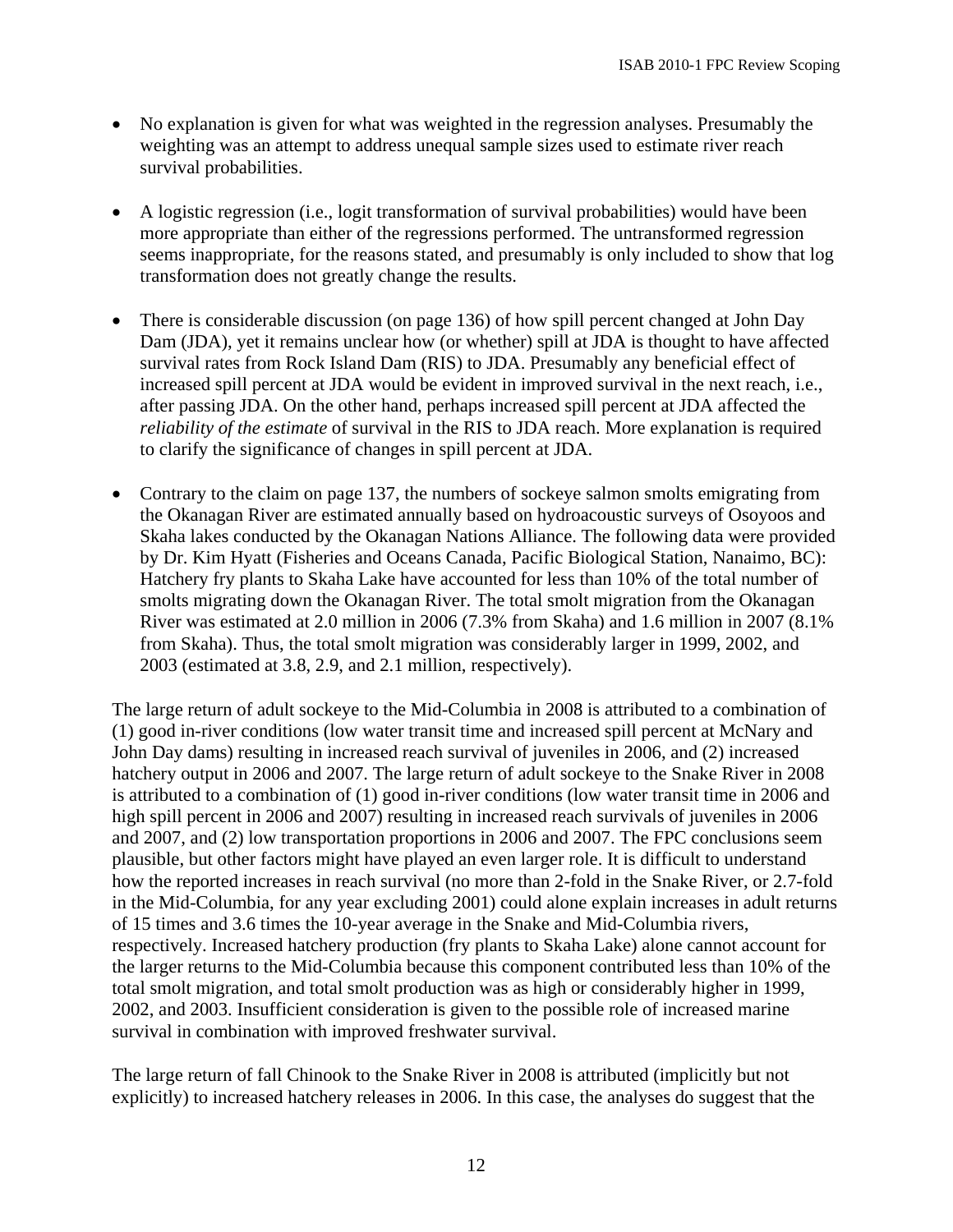- No explanation is given for what was weighted in the regression analyses. Presumably the weighting was an attempt to address unequal sample sizes used to estimate river reach survival probabilities.

- A logistic regression (i.e., logit transformation of survival probabilities) would have been more appropriate than either of the regressions performed. The untransformed regression seems inappropriate, for the reasons stated, and presumably is only included to show that log transformation does not greatly change the results.

- There is considerable discussion (on page 136) of how spill percent changed at John Day Dam (JDA), yet it remains unclear how (or whether) spill at JDA is thought to have affected survival rates from Rock Island Dam (RIS) to JDA. Presumably any beneficial effect of increased spill percent at JDA would be evident in improved survival in the next reach, i.e., after passing JDA. On the other hand, perhaps increased spill percent at JDA affected the *reliability of the estimate* of survival in the RIS to JDA reach. More explanation is required to clarify the significance of changes in spill percent at JDA.

- Contrary to the claim on page 137, the numbers of sockeye salmon smolts emigrating from the Okanagan River are estimated annually based on hydroacoustic surveys of Osoyoos and Skaha lakes conducted by the Okanagan Nations Alliance. The following data were provided by Dr. Kim Hyatt (Fisheries and Oceans Canada, Pacific Biological Station, Nanaimo, BC): Hatchery fry plants to Skaha Lake have accounted for less than 10% of the total number of smolts migrating down the Okanagan River. The total smolt migration from the Okanagan River was estimated at 2.0 million in 2006 (7.3% from Skaha) and 1.6 million in 2007 (8.1% from Skaha). Thus, the total smolt migration was considerably larger in 1999, 2002, and 2003 (estimated at 3.8, 2.9, and 2.1 million, respectively).

The large return of adult sockeye to the Mid-Columbia in 2008 is attributed to a combination of (1) good in-river conditions (low water transit time and increased spill percent at McNary and John Day dams) resulting in increased reach survival of juveniles in 2006, and (2) increased hatchery output in 2006 and 2007. The large return of adult sockeye to the Snake River in 2008 is attributed to a combination of (1) good in-river conditions (low water transit time in 2006 and high spill percent in 2006 and 2007) resulting in increased reach survivals of juveniles in 2006 and 2007, and (2) low transportation proportions in 2006 and 2007. The FPC conclusions seem plausible, but other factors might have played an even larger role. It is difficult to understand how the reported increases in reach survival (no more than 2-fold in the Snake River, or 2.7-fold in the Mid-Columbia, for any year excluding 2001) could alone explain increases in adult returns of 15 times and 3.6 times the 10-year average in the Snake and Mid-Columbia rivers, respectively. Increased hatchery production (fry plants to Skaha Lake) alone cannot account for the larger returns to the Mid-Columbia because this component contributed less than 10% of the total smolt migration, and total smolt production was as high or considerably higher in 1999, 2002, and 2003. Insufficient consideration is given to the possible role of increased marine survival in combination with improved freshwater survival.

The large return of fall Chinook to the Snake River in 2008 is attributed (implicitly but not explicitly) to increased hatchery releases in 2006. In this case, the analyses do suggest that the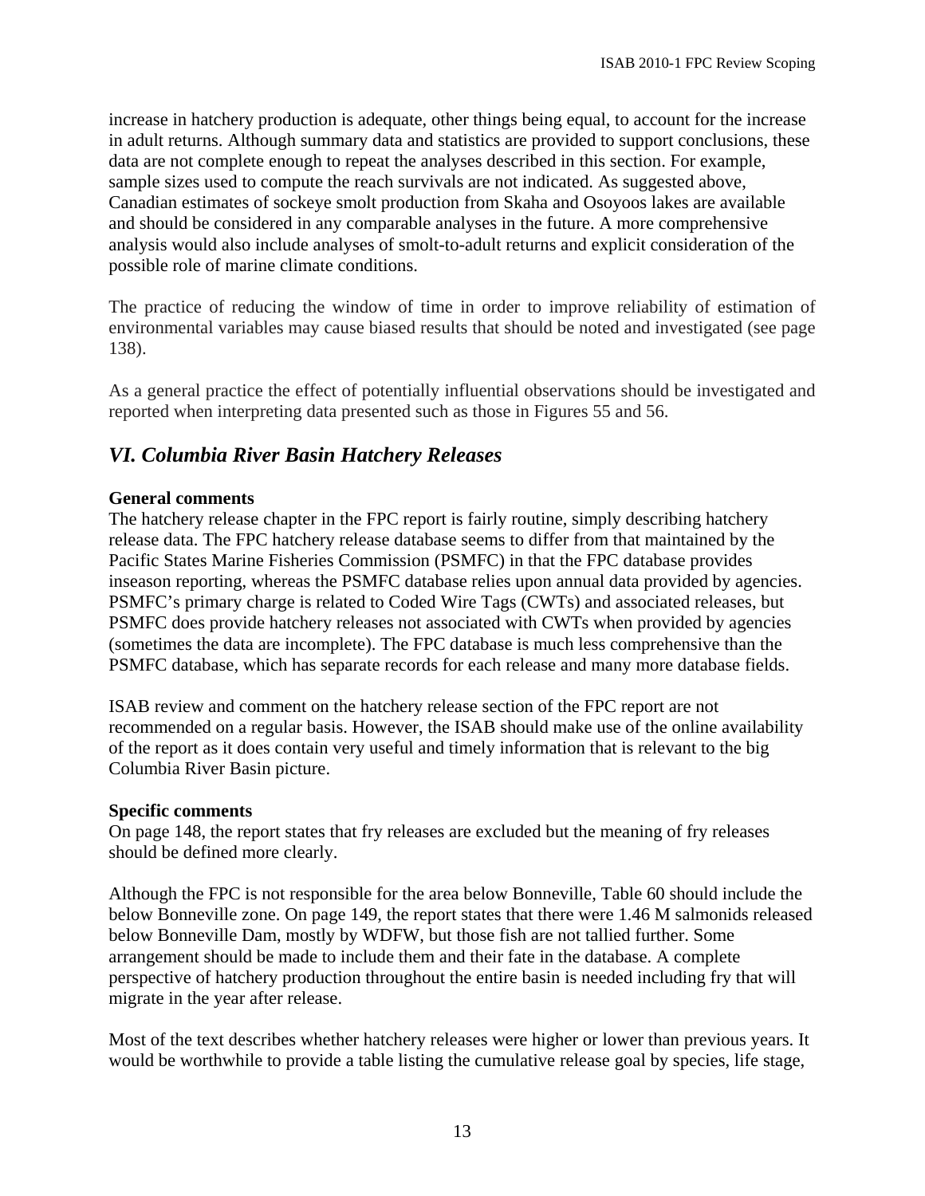increase in hatchery production is adequate, other things being equal, to account for the increase in adult returns. Although summary data and statistics are provided to support conclusions, these data are not complete enough to repeat the analyses described in this section. For example, sample sizes used to compute the reach survivals are not indicated. As suggested above, Canadian estimates of sockeye smolt production from Skaha and Osoyoos lakes are available and should be considered in any comparable analyses in the future. A more comprehensive analysis would also include analyses of smolt-to-adult returns and explicit consideration of the possible role of marine climate conditions.

The practice of reducing the window of time in order to improve reliability of estimation of environmental variables may cause biased results that should be noted and investigated (see page 138).

As a general practice the effect of potentially influential observations should be investigated and reported when interpreting data presented such as those in Figures 55 and 56.

## *VI. Columbia River Basin Hatchery Releases*

**General comments**

The hatchery release chapter in the FPC report is fairly routine, simply describing hatchery release data. The FPC hatchery release database seems to differ from that maintained by the Pacific States Marine Fisheries Commission (PSMFC) in that the FPC database provides inseason reporting, whereas the PSMFC database relies upon annual data provided by agencies. PSMFC's primary charge is related to Coded Wire Tags (CWTs) and associated releases, but PSMFC does provide hatchery releases not associated with CWTs when provided by agencies (sometimes the data are incomplete). The FPC database is much less comprehensive than the PSMFC database, which has separate records for each release and many more database fields.

ISAB review and comment on the hatchery release section of the FPC report are not recommended on a regular basis. However, the ISAB should make use of the online availability of the report as it does contain very useful and timely information that is relevant to the big Columbia River Basin picture.

**Specific comments**

On page 148, the report states that fry releases are excluded but the meaning of fry releases should be defined more clearly.

Although the FPC is not responsible for the area below Bonneville, Table 60 should include the below Bonneville zone. On page 149, the report states that there were 1.46 M salmonids released below Bonneville Dam, mostly by WDFW, but those fish are not tallied further. Some arrangement should be made to include them and their fate in the database. A complete perspective of hatchery production throughout the entire basin is needed including fry that will migrate in the year after release.

Most of the text describes whether hatchery releases were higher or lower than previous years. It would be worthwhile to provide a table listing the cumulative release goal by species, life stage,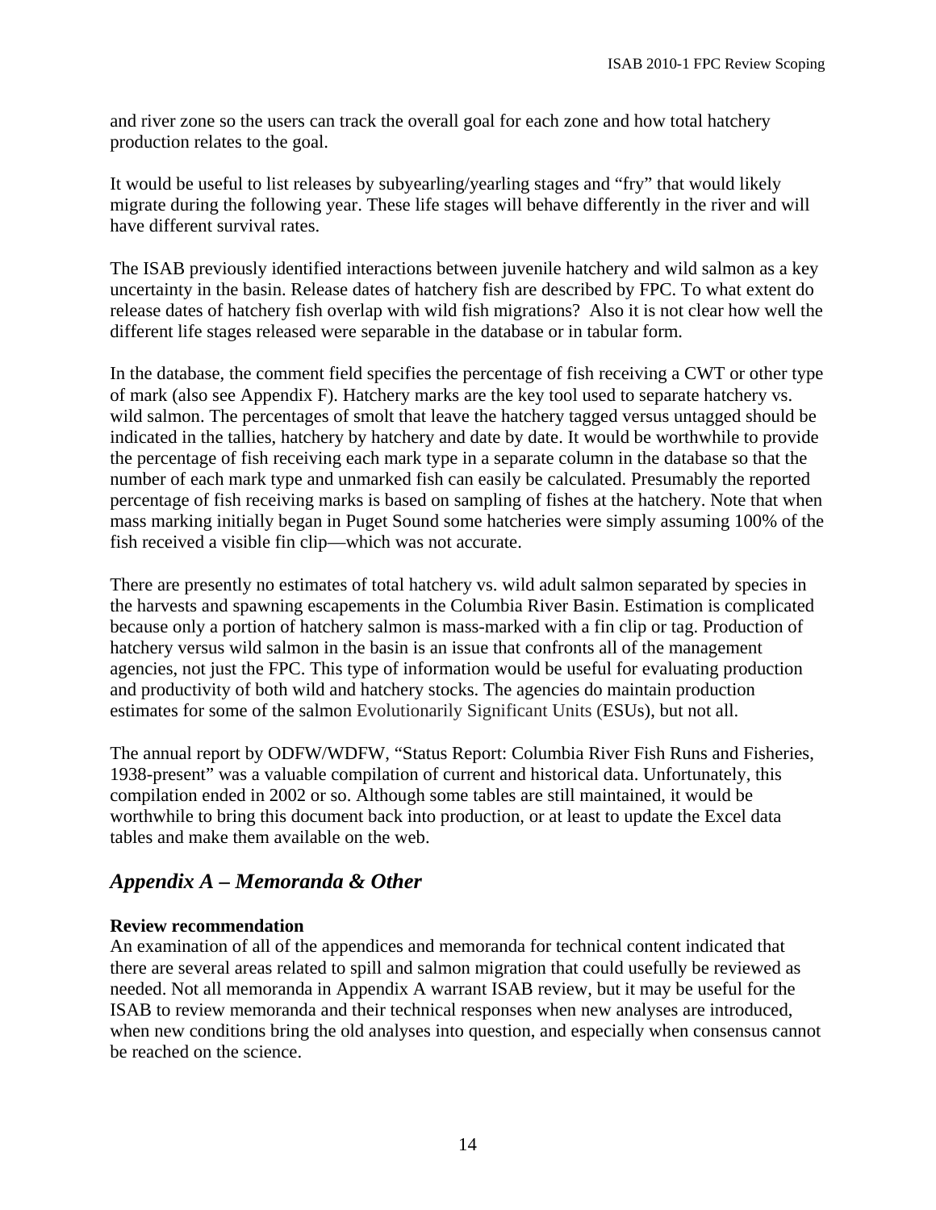and river zone so the users can track the overall goal for each zone and how total hatchery production relates to the goal.

It would be useful to list releases by subyearling/yearling stages and "fry" that would likely migrate during the following year. These life stages will behave differently in the river and will have different survival rates.

The ISAB previously identified interactions between juvenile hatchery and wild salmon as a key uncertainty in the basin. Release dates of hatchery fish are described by FPC. To what extent do release dates of hatchery fish overlap with wild fish migrations? Also it is not clear how well the different life stages released were separable in the database or in tabular form.

In the database, the comment field specifies the percentage of fish receiving a CWT or other type of mark (also see Appendix F). Hatchery marks are the key tool used to separate hatchery vs. wild salmon. The percentages of smolt that leave the hatchery tagged versus untagged should be indicated in the tallies, hatchery by hatchery and date by date. It would be worthwhile to provide the percentage of fish receiving each mark type in a separate column in the database so that the number of each mark type and unmarked fish can easily be calculated. Presumably the reported percentage of fish receiving marks is based on sampling of fishes at the hatchery. Note that when mass marking initially began in Puget Sound some hatcheries were simply assuming 100% of the fish received a visible fin clip—which was not accurate.

There are presently no estimates of total hatchery vs. wild adult salmon separated by species in the harvests and spawning escapements in the Columbia River Basin. Estimation is complicated because only a portion of hatchery salmon is mass-marked with a fin clip or tag. Production of hatchery versus wild salmon in the basin is an issue that confronts all of the management agencies, not just the FPC. This type of information would be useful for evaluating production and productivity of both wild and hatchery stocks. The agencies do maintain production estimates for some of the salmon Evolutionarily Significant Units (ESUs), but not all.

The annual report by ODFW/WDFW, "Status Report: Columbia River Fish Runs and Fisheries, 1938-present" was a valuable compilation of current and historical data. Unfortunately, this compilation ended in 2002 or so. Although some tables are still maintained, it would be worthwhile to bring this document back into production, or at least to update the Excel data tables and make them available on the web.

## *Appendix A – Memoranda & Other*

**Review recommendation**

An examination of all of the appendices and memoranda for technical content indicated that there are several areas related to spill and salmon migration that could usefully be reviewed as needed. Not all memoranda in Appendix A warrant ISAB review, but it may be useful for the ISAB to review memoranda and their technical responses when new analyses are introduced, when new conditions bring the old analyses into question, and especially when consensus cannot be reached on the science.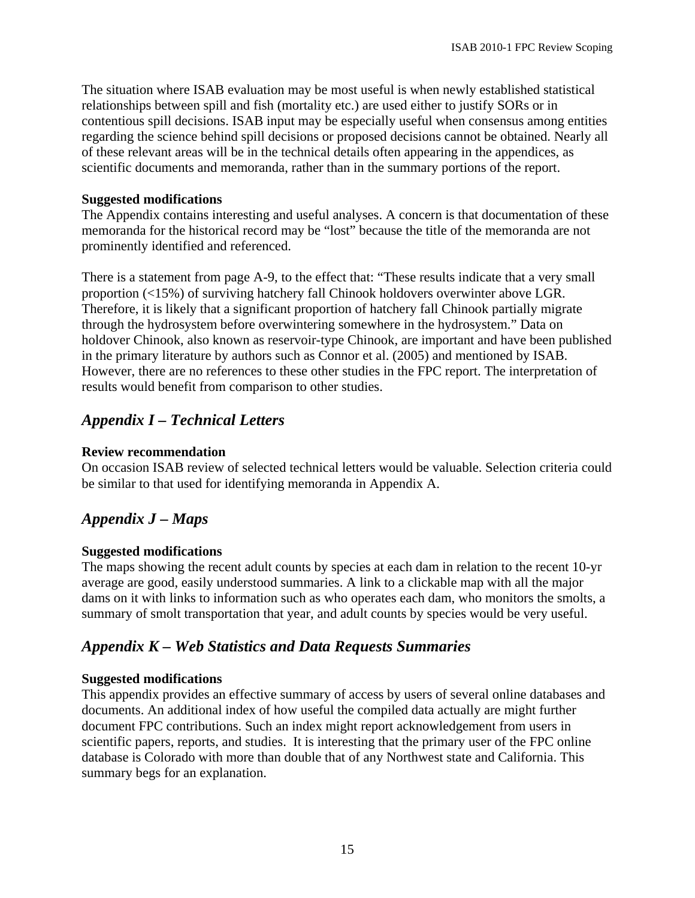The situation where ISAB evaluation may be most useful is when newly established statistical relationships between spill and fish (mortality etc.) are used either to justify SORs or in contentious spill decisions. ISAB input may be especially useful when consensus among entities regarding the science behind spill decisions or proposed decisions cannot be obtained. Nearly all of these relevant areas will be in the technical details often appearing in the appendices, as scientific documents and memoranda, rather than in the summary portions of the report.

**Suggested modifications**

The Appendix contains interesting and useful analyses. A concern is that documentation of these memoranda for the historical record may be "lost" because the title of the memoranda are not prominently identified and referenced.

There is a statement from page A-9, to the effect that: "These results indicate that a very small proportion (<15%) of surviving hatchery fall Chinook holdovers overwinter above LGR. Therefore, it is likely that a significant proportion of hatchery fall Chinook partially migrate through the hydrosystem before overwintering somewhere in the hydrosystem." Data on holdover Chinook, also known as reservoir-type Chinook, are important and have been published in the primary literature by authors such as Connor et al. (2005) and mentioned by ISAB. However, there are no references to these other studies in the FPC report. The interpretation of results would benefit from comparison to other studies.

## *Appendix I – Technical Letters*

**Review recommendation**

On occasion ISAB review of selected technical letters would be valuable. Selection criteria could be similar to that used for identifying memoranda in Appendix A.

## *Appendix J – Maps*

**Suggested modifications**

The maps showing the recent adult counts by species at each dam in relation to the recent 10-yr average are good, easily understood summaries. A link to a clickable map with all the major dams on it with links to information such as who operates each dam, who monitors the smolts, a summary of smolt transportation that year, and adult counts by species would be very useful.

## *Appendix K – Web Statistics and Data Requests Summaries*

**Suggested modifications**

This appendix provides an effective summary of access by users of several online databases and documents. An additional index of how useful the compiled data actually are might further document FPC contributions. Such an index might report acknowledgement from users in scientific papers, reports, and studies. It is interesting that the primary user of the FPC online database is Colorado with more than double that of any Northwest state and California. This summary begs for an explanation.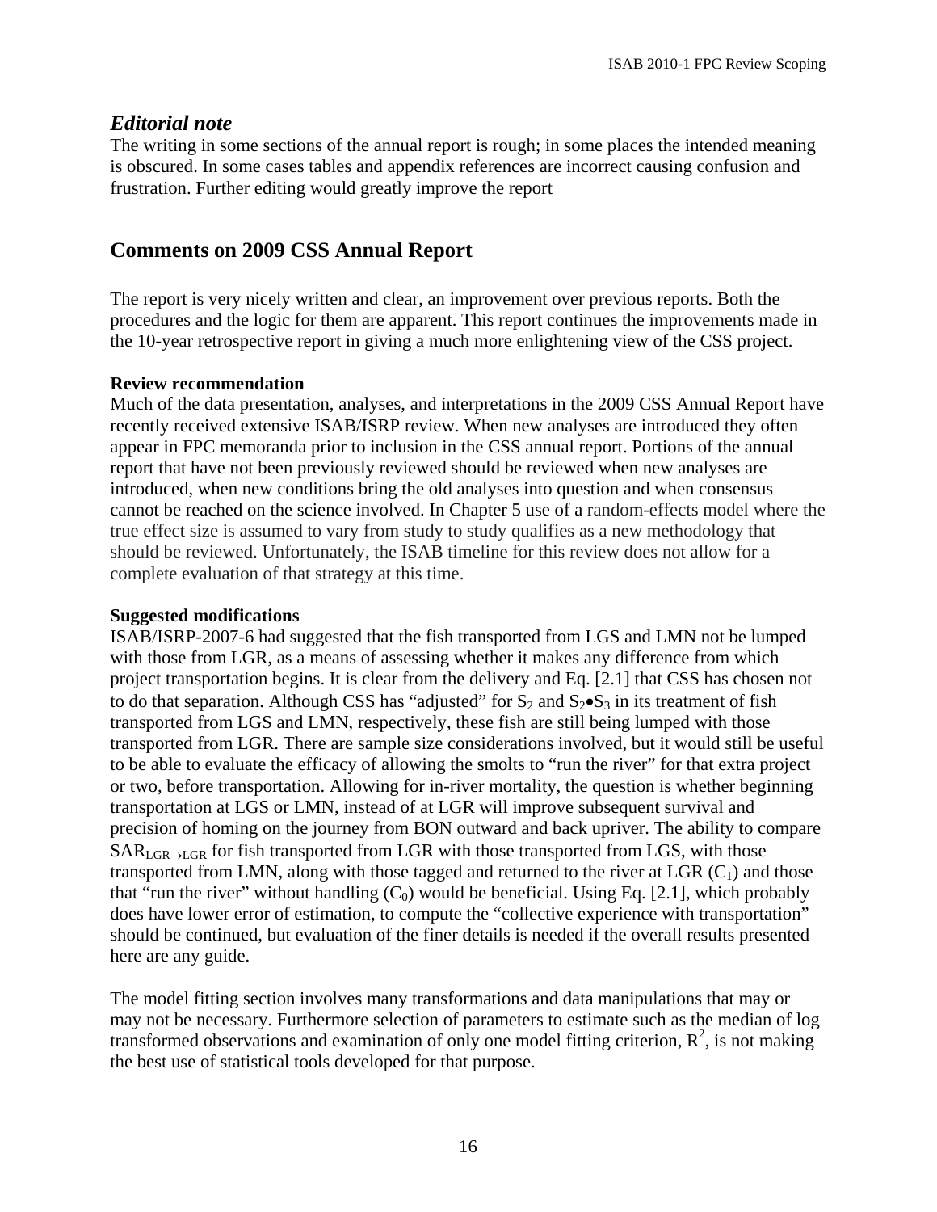### *Editorial note*

The writing in some sections of the annual report is rough; in some places the intended meaning is obscured. In some cases tables and appendix references are incorrect causing confusion and frustration. Further editing would greatly improve the report

## Comments on 2009 CSS Annual Report

The report is very nicely written and clear, an improvement over previous reports. Both the procedures and the logic for them are apparent. This report continues the improvements made in the 10-year retrospective report in giving a much more enlightening view of the CSS project.

**Review recommendation**

Much of the data presentation, analyses, and interpretations in the 2009 CSS Annual Report have recently received extensive ISAB/ISRP review. When new analyses are introduced they often appear in FPC memoranda prior to inclusion in the CSS annual report. Portions of the annual report that have not been previously reviewed should be reviewed when new analyses are introduced, when new conditions bring the old analyses into question and when consensus cannot be reached on the science involved. In Chapter 5 use of a random-effects model where the true effect size is assumed to vary from study to study qualifies as a new methodology that should be reviewed. Unfortunately, the ISAB timeline for this review does not allow for a complete evaluation of that strategy at this time.

**Suggested modifications**

ISAB/ISRP-2007-6 had suggested that the fish transported from LGS and LMN not be lumped with those from LGR, as a means of assessing whether it makes any difference from which project transportation begins. It is clear from the delivery and Eq. [2.1] that CSS has chosen not to do that separation. Although CSS has "adjusted" for $S_2$ and $S_2 \bullet S_3$ in its treatment of fish transported from LGS and LMN, respectively, these fish are still being lumped with those transported from LGR. There are sample size considerations involved, but it would still be useful to be able to evaluate the efficacy of allowing the smolts to "run the river" for that extra project or two, before transportation. Allowing for in-river mortality, the question is whether beginning transportation at LGS or LMN, instead of at LGR will improve subsequent survival and precision of homing on the journey from BON outward and back upriver. The ability to compare $SAR_{LGR \rightarrow LGR}$ for fish transported from LGR with those transported from LGS, with those transported from LMN, along with those tagged and returned to the river at LGR ($C_1$) and those that "run the river" without handling ($C_0$) would be beneficial. Using Eq. [2.1], which probably does have lower error of estimation, to compute the "collective experience with transportation" should be continued, but evaluation of the finer details is needed if the overall results presented here are any guide.

The model fitting section involves many transformations and data manipulations that may or may not be necessary. Furthermore selection of parameters to estimate such as the median of log transformed observations and examination of only one model fitting criterion, $R^2$, is not making the best use of statistical tools developed for that purpose.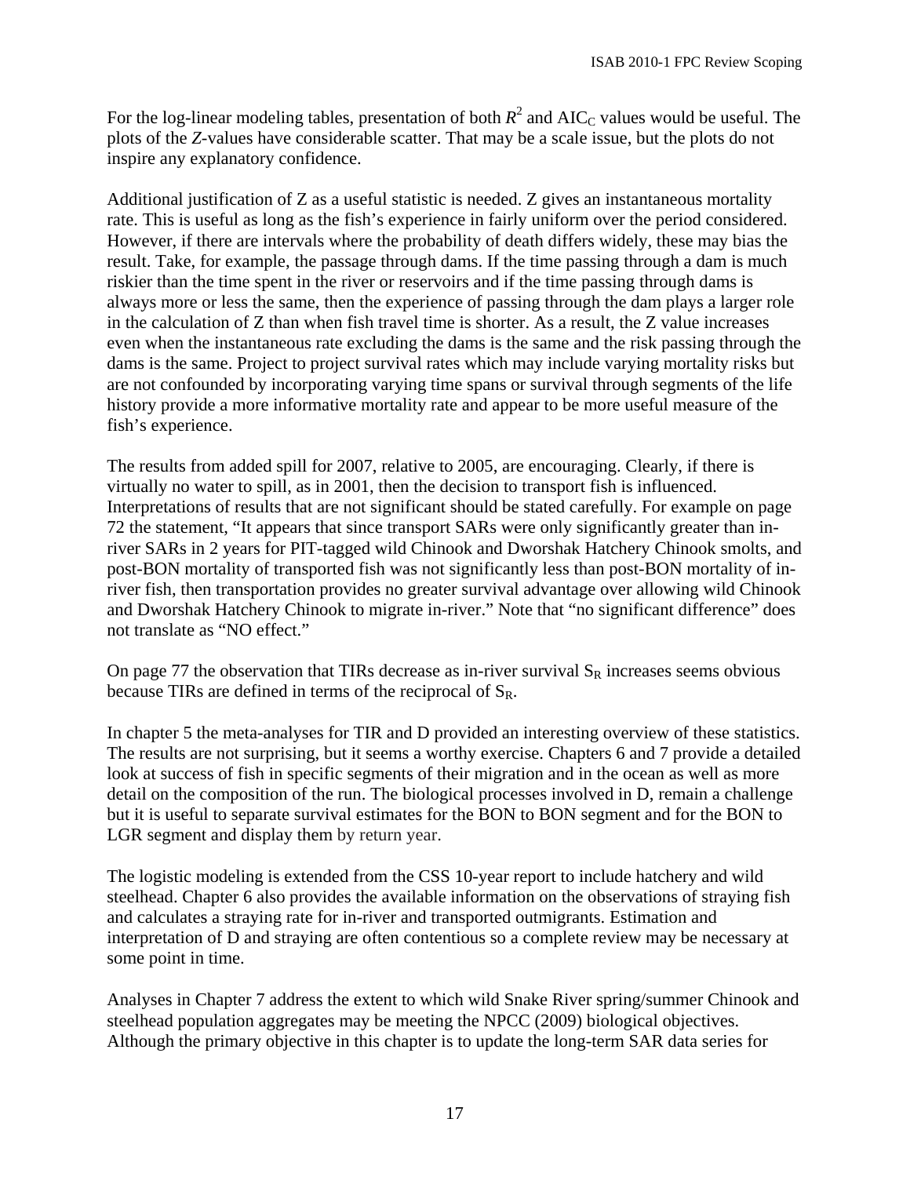For the log-linear modeling tables, presentation of both $R^2$ and $AIC_C$ values would be useful. The plots of the *Z*-values have considerable scatter. That may be a scale issue, but the plots do not inspire any explanatory confidence.

Additional justification of Z as a useful statistic is needed. Z gives an instantaneous mortality rate. This is useful as long as the fish's experience in fairly uniform over the period considered. However, if there are intervals where the probability of death differs widely, these may bias the result. Take, for example, the passage through dams. If the time passing through a dam is much riskier than the time spent in the river or reservoirs and if the time passing through dams is always more or less the same, then the experience of passing through the dam plays a larger role in the calculation of Z than when fish travel time is shorter. As a result, the Z value increases even when the instantaneous rate excluding the dams is the same and the risk passing through the dams is the same. Project to project survival rates which may include varying mortality risks but are not confounded by incorporating varying time spans or survival through segments of the life history provide a more informative mortality rate and appear to be more useful measure of the fish's experience.

The results from added spill for 2007, relative to 2005, are encouraging. Clearly, if there is virtually no water to spill, as in 2001, then the decision to transport fish is influenced. Interpretations of results that are not significant should be stated carefully. For example on page 72 the statement, "It appears that since transport SARs were only significantly greater than in-river SARs in 2 years for PIT-tagged wild Chinook and Dworshak Hatchery Chinook smolts, and post-BON mortality of transported fish was not significantly less than post-BON mortality of in-river fish, then transportation provides no greater survival advantage over allowing wild Chinook and Dworshak Hatchery Chinook to migrate in-river." Note that "no significant difference" does not translate as "NO effect."

On page 77 the observation that TIRs decrease as in-river survival $S_R$ increases seems obvious because TIRs are defined in terms of the reciprocal of $S_R$.

In chapter 5 the meta-analyses for TIR and D provided an interesting overview of these statistics. The results are not surprising, but it seems a worthy exercise. Chapters 6 and 7 provide a detailed look at success of fish in specific segments of their migration and in the ocean as well as more detail on the composition of the run. The biological processes involved in D, remain a challenge but it is useful to separate survival estimates for the BON to BON segment and for the BON to LGR segment and display them by return year.

The logistic modeling is extended from the CSS 10-year report to include hatchery and wild steelhead. Chapter 6 also provides the available information on the observations of straying fish and calculates a straying rate for in-river and transported outmigrants. Estimation and interpretation of D and straying are often contentious so a complete review may be necessary at some point in time.

Analyses in Chapter 7 address the extent to which wild Snake River spring/summer Chinook and steelhead population aggregates may be meeting the NPCC (2009) biological objectives. Although the primary objective in this chapter is to update the long-term SAR data series for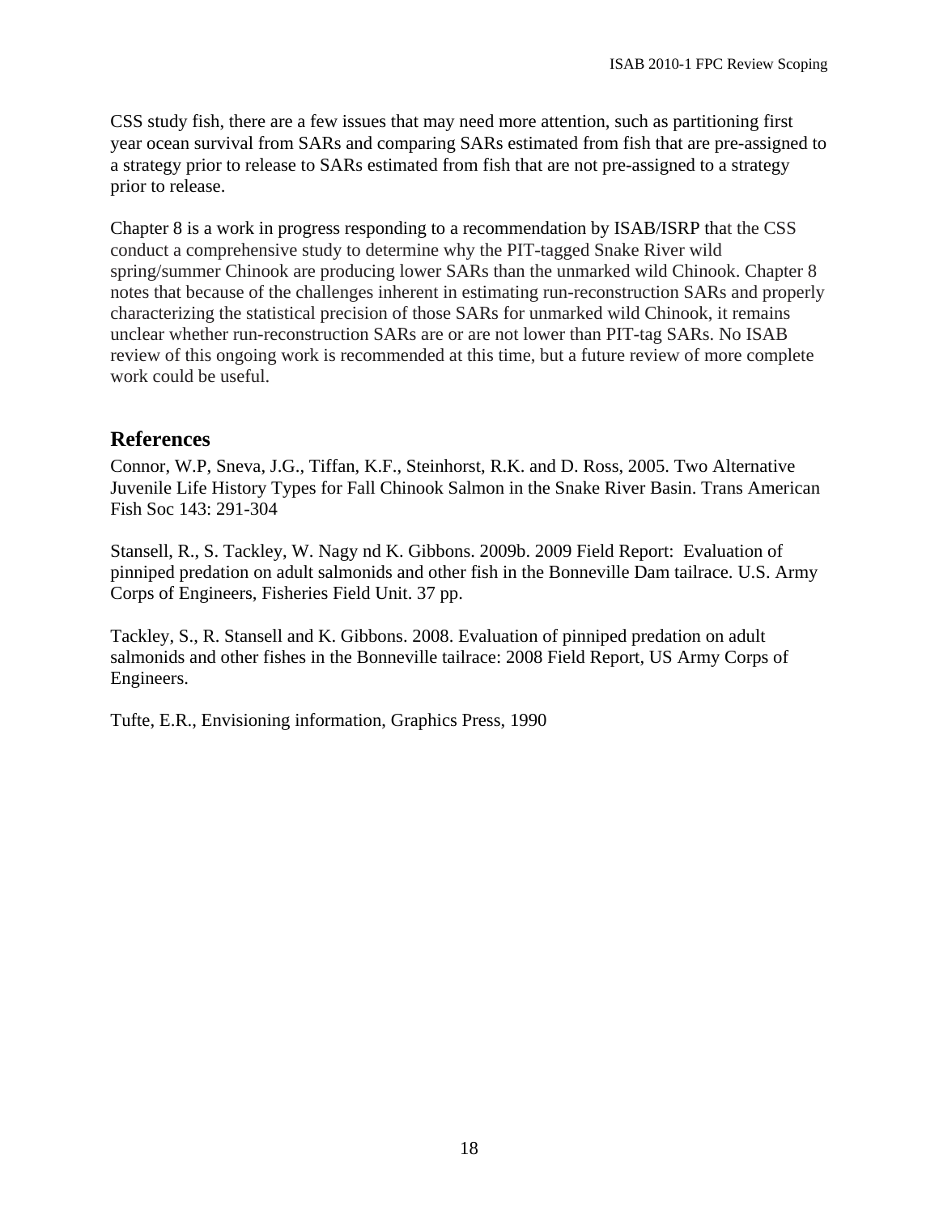CSS study fish, there are a few issues that may need more attention, such as partitioning first year ocean survival from SARs and comparing SARs estimated from fish that are pre-assigned to a strategy prior to release to SARs estimated from fish that are not pre-assigned to a strategy prior to release.

Chapter 8 is a work in progress responding to a recommendation by ISAB/ISRP that the CSS conduct a comprehensive study to determine why the PIT-tagged Snake River wild spring/summer Chinook are producing lower SARs than the unmarked wild Chinook. Chapter 8 notes that because of the challenges inherent in estimating run-reconstruction SARs and properly characterizing the statistical precision of those SARs for unmarked wild Chinook, it remains unclear whether run-reconstruction SARs are or are not lower than PIT-tag SARs. No ISAB review of this ongoing work is recommended at this time, but a future review of more complete work could be useful.

## References

Connor, W.P, Sneva, J.G., Tiffan, K.F., Steinhorst, R.K. and D. Ross, 2005. Two Alternative Juvenile Life History Types for Fall Chinook Salmon in the Snake River Basin. Trans American Fish Soc 143: 291-304

Stansell, R., S. Tackley, W. Nagy nd K. Gibbons. 2009b. 2009 Field Report: Evaluation of pinniped predation on adult salmonids and other fish in the Bonneville Dam tailrace. U.S. Army Corps of Engineers, Fisheries Field Unit. 37 pp.

Tackley, S., R. Stansell and K. Gibbons. 2008. Evaluation of pinniped predation on adult salmonids and other fishes in the Bonneville tailrace: 2008 Field Report, US Army Corps of Engineers.

Tufte, E.R., Envisioning information, Graphics Press, 1990